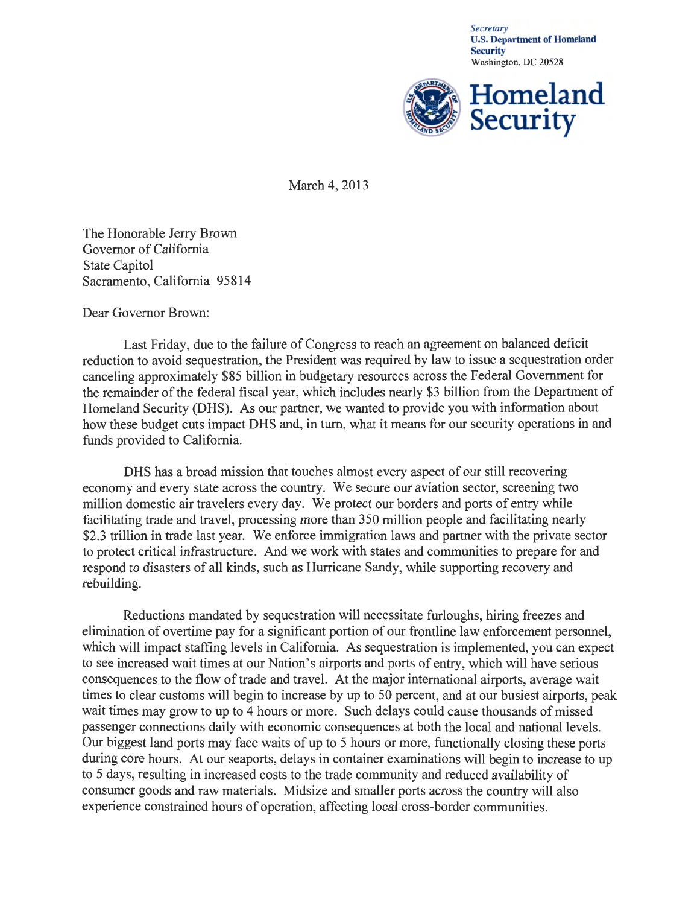Secretary
**U.S. Department of Homeland Security**
Washington, DC 20528

**Homeland Security**

March 4, 2013

The Honorable Jerry Brown
Governor of California
State Capitol
Sacramento, California 95814

Dear Governor Brown:

Last Friday, due to the failure of Congress to reach an agreement on balanced deficit reduction to avoid sequestration, the President was required by law to issue a sequestration order canceling approximately $85 billion in budgetary resources across the Federal Government for the remainder of the federal fiscal year, which includes nearly $3 billion from the Department of Homeland Security (DHS). As our partner, we wanted to provide you with information about how these budget cuts impact DHS and, in turn, what it means for our security operations in and funds provided to California.

DHS has a broad mission that touches almost every aspect of our still recovering economy and every state across the country. We secure our aviation sector, screening two million domestic air travelers every day. We protect our borders and ports of entry while facilitating trade and travel, processing more than 350 million people and facilitating nearly $2.3 trillion in trade last year. We enforce immigration laws and partner with the private sector to protect critical infrastructure. And we work with states and communities to prepare for and respond to disasters of all kinds, such as Hurricane Sandy, while supporting recovery and rebuilding.

Reductions mandated by sequestration will necessitate furloughs, hiring freezes and elimination of overtime pay for a significant portion of our frontline law enforcement personnel, which will impact staffing levels in California. As sequestration is implemented, you can expect to see increased wait times at our Nation's airports and ports of entry, which will have serious consequences to the flow of trade and travel. At the major international airports, average wait times to clear customs will begin to increase by up to 50 percent, and at our busiest airports, peak wait times may grow to up to 4 hours or more. Such delays could cause thousands of missed passenger connections daily with economic consequences at both the local and national levels. Our biggest land ports may face waits of up to 5 hours or more, functionally closing these ports during core hours. At our seaports, delays in container examinations will begin to increase to up to 5 days, resulting in increased costs to the trade community and reduced availability of consumer goods and raw materials. Midsize and smaller ports across the country will also experience constrained hours of operation, affecting local cross-border communities.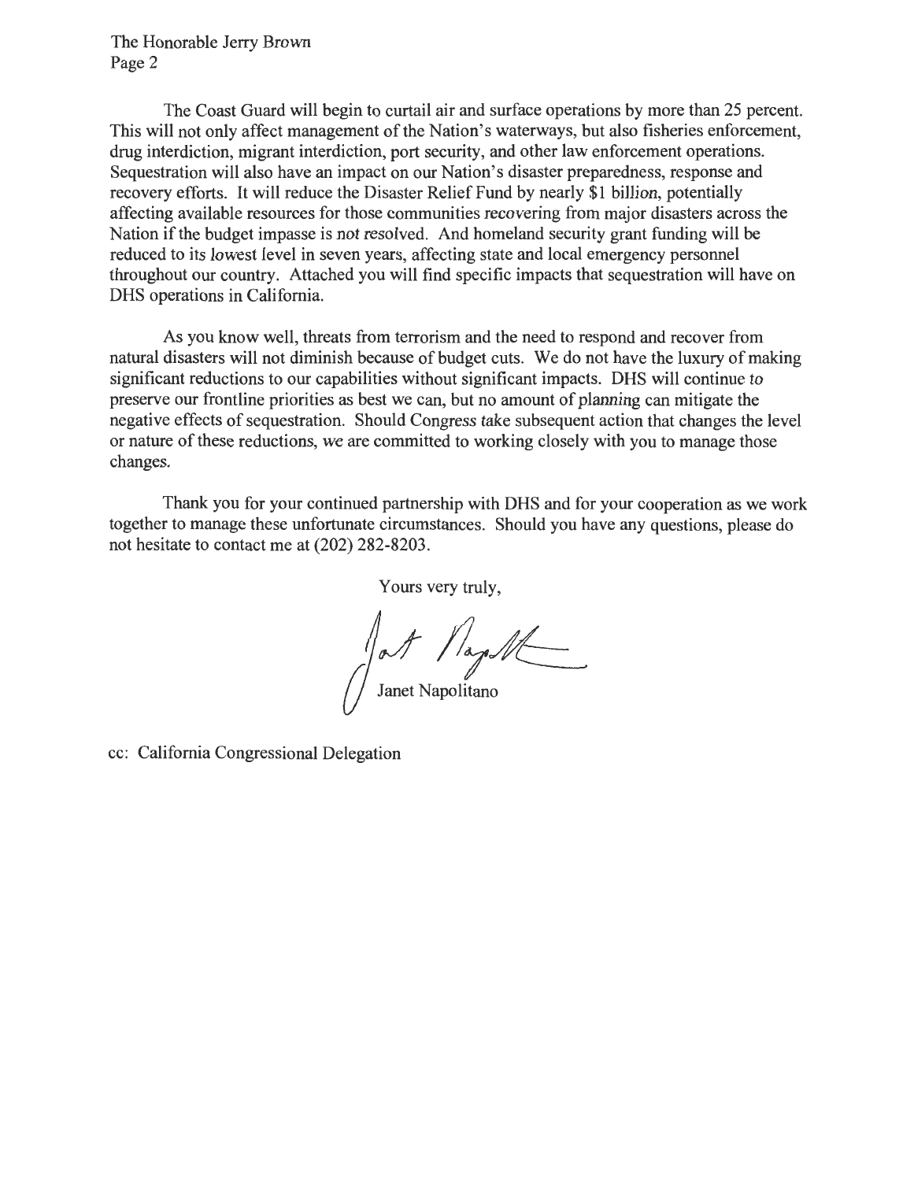The Coast Guard will begin to curtail air and surface operations by more than 25 percent. This will not only affect management of the Nation's waterways, but also fisheries enforcement, drug interdiction, migrant interdiction, port security, and other law enforcement operations. Sequestration will also have an impact on our Nation's disaster preparedness, response and recovery efforts. It will reduce the Disaster Relief Fund by nearly $1 billion, potentially affecting available resources for those communities recovering from major disasters across the Nation if the budget impasse is not resolved. And homeland security grant funding will be reduced to its lowest level in seven years, affecting state and local emergency personnel throughout our country. Attached you will find specific impacts that sequestration will have on DHS operations in California.

As you know well, threats from terrorism and the need to respond and recover from natural disasters will not diminish because of budget cuts. We do not have the luxury of making significant reductions to our capabilities without significant impacts. DHS will continue to preserve our frontline priorities as best we can, but no amount of planning can mitigate the negative effects of sequestration. Should Congress take subsequent action that changes the level or nature of these reductions, we are committed to working closely with you to manage those changes.

Thank you for your continued partnership with DHS and for your cooperation as we work together to manage these unfortunate circumstances. Should you have any questions, please do not hesitate to contact me at (202) 282-8203.

Yours very truly,

Janet Napolitano

cc: California Congressional Delegation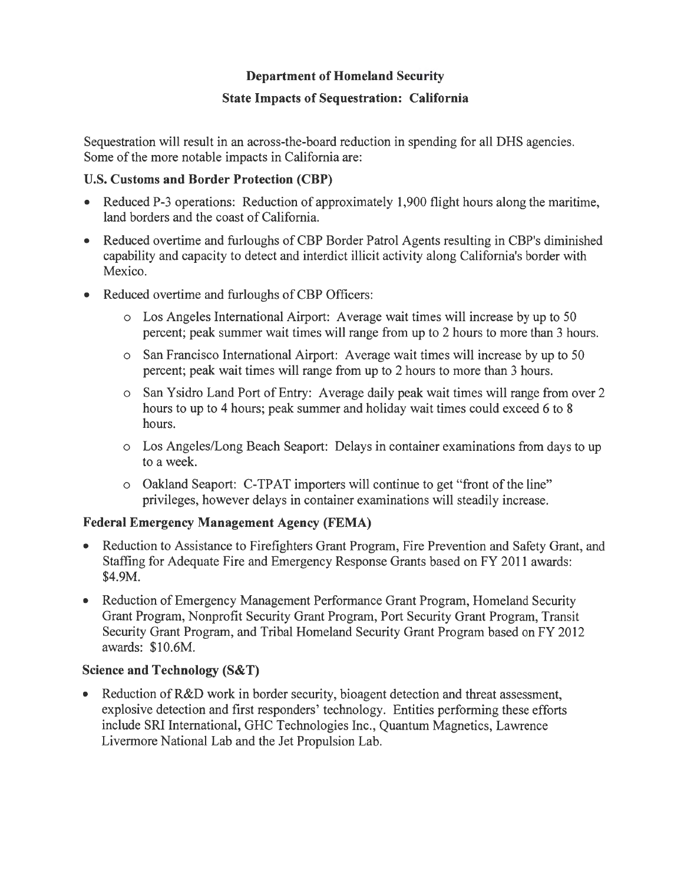# Department of Homeland Security

## State Impacts of Sequestration: California

Sequestration will result in an across-the-board reduction in spending for all DHS agencies. Some of the more notable impacts in California are:

### U.S. Customs and Border Protection (CBP)

- Reduced P-3 operations: Reduction of approximately 1,900 flight hours along the maritime, land borders and the coast of California.
- Reduced overtime and furloughs of CBP Border Patrol Agents resulting in CBP's diminished capability and capacity to detect and interdict illicit activity along California's border with Mexico.
- Reduced overtime and furloughs of CBP Officers:
  - Los Angeles International Airport: Average wait times will increase by up to 50 percent; peak summer wait times will range from up to 2 hours to more than 3 hours.
  - San Francisco International Airport: Average wait times will increase by up to 50 percent; peak wait times will range from up to 2 hours to more than 3 hours.
  - San Ysidro Land Port of Entry: Average daily peak wait times will range from over 2 hours to up to 4 hours; peak summer and holiday wait times could exceed 6 to 8 hours.
  - Los Angeles/Long Beach Seaport: Delays in container examinations from days to up to a week.
  - Oakland Seaport: C-TPAT importers will continue to get "front of the line" privileges, however delays in container examinations will steadily increase.

### Federal Emergency Management Agency (FEMA)

- Reduction to Assistance to Firefighters Grant Program, Fire Prevention and Safety Grant, and Staffing for Adequate Fire and Emergency Response Grants based on FY 2011 awards: $4.9M.
- Reduction of Emergency Management Performance Grant Program, Homeland Security Grant Program, Nonprofit Security Grant Program, Port Security Grant Program, Transit Security Grant Program, and Tribal Homeland Security Grant Program based on FY 2012 awards: $10.6M.

### Science and Technology (S&T)

- Reduction of R&D work in border security, bioagent detection and threat assessment, explosive detection and first responders' technology. Entities performing these efforts include SRI International, GHC Technologies Inc., Quantum Magnetics, Lawrence Livermore National Lab and the Jet Propulsion Lab.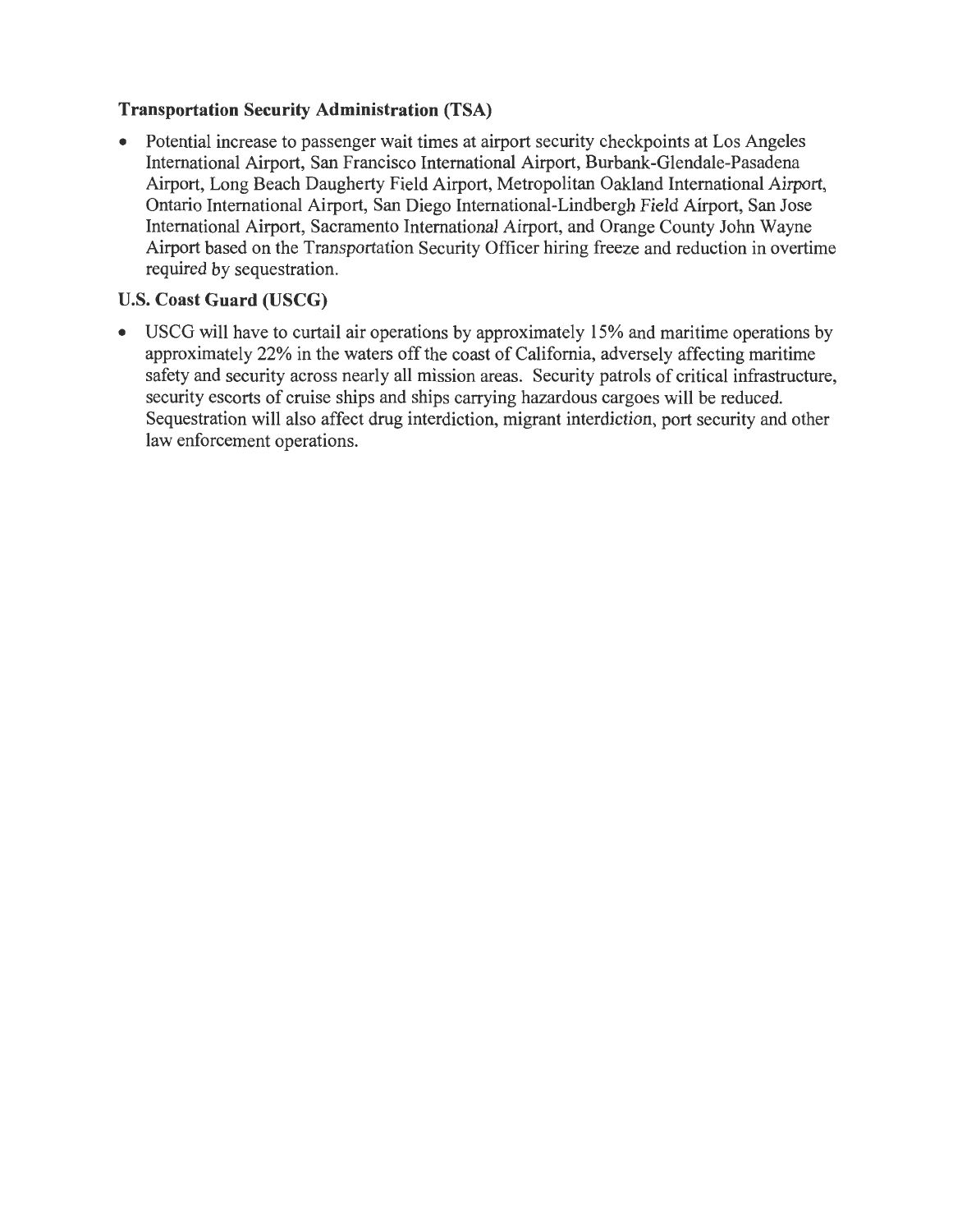**Transportation Security Administration (TSA)**

- Potential increase to passenger wait times at airport security checkpoints at Los Angeles International Airport, San Francisco International Airport, Burbank-Glendale-Pasadena Airport, Long Beach Daugherty Field Airport, Metropolitan Oakland International Airport, Ontario International Airport, San Diego International-Lindbergh Field Airport, San Jose International Airport, Sacramento International Airport, and Orange County John Wayne Airport based on the Transportation Security Officer hiring freeze and reduction in overtime required by sequestration.

**U.S. Coast Guard (USCG)**

- USCG will have to curtail air operations by approximately 15% and maritime operations by approximately 22% in the waters off the coast of California, adversely affecting maritime safety and security across nearly all mission areas. Security patrols of critical infrastructure, security escorts of cruise ships and ships carrying hazardous cargoes will be reduced. Sequestration will also affect drug interdiction, migrant interdiction, port security and other law enforcement operations.